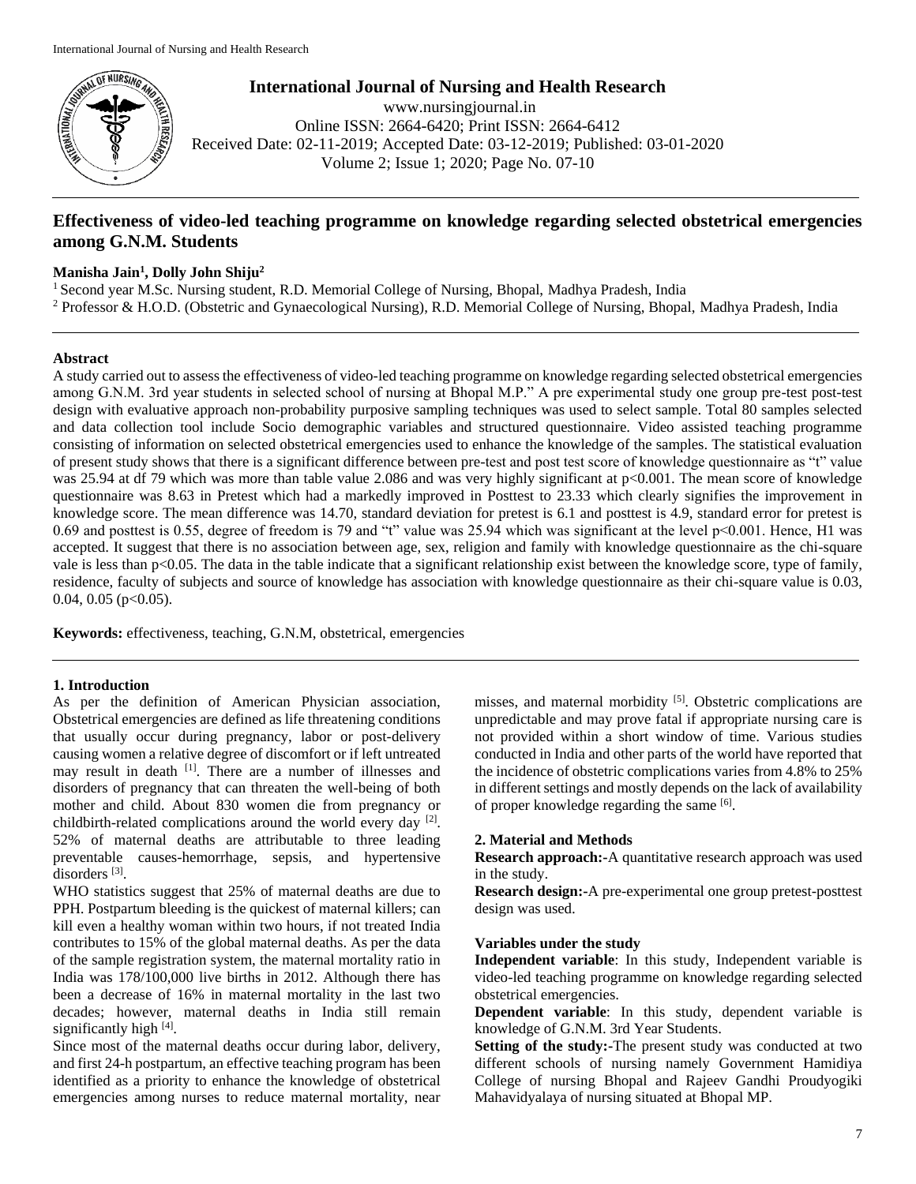# Effectiveness of video-led teaching programme on knowledge regarding selected obstetrical emergencies among G.N.M. Students

**Manisha Jain[1], Dolly John Shiju[2]**

[1] Second year M.Sc. Nursing student, R.D. Memorial College of Nursing, Bhopal, Madhya Pradesh, India

[2] Professor & H.O.D. (Obstetric and Gynaecological Nursing), R.D. Memorial College of Nursing, Bhopal, Madhya Pradesh, India

## Abstract

A study carried out to assess the effectiveness of video-led teaching programme on knowledge regarding selected obstetrical emergencies among G.N.M. 3rd year students in selected school of nursing at Bhopal M.P." A pre experimental study one group pre-test post-test design with evaluative approach non-probability purposive sampling techniques was used to select sample. Total 80 samples selected and data collection tool include Socio demographic variables and structured questionnaire. Video assisted teaching programme consisting of information on selected obstetrical emergencies used to enhance the knowledge of the samples. The statistical evaluation of present study shows that there is a significant difference between pre-test and post test score of knowledge questionnaire as "t" value was 25.94 at df 79 which was more than table value 2.086 and was very highly significant at $p<0.001$. The mean score of knowledge questionnaire was 8.63 in Pretest which had a markedly improved in Posttest to 23.33 which clearly signifies the improvement in knowledge score. The mean difference was 14.70, standard deviation for pretest is 6.1 and posttest is 4.9, standard error for pretest is 0.69 and posttest is 0.55, degree of freedom is 79 and "t" value was 25.94 which was significant at the level $p<0.001$. Hence, H1 was accepted. It suggest that there is no association between age, sex, religion and family with knowledge questionnaire as the chi-square vale is less than $p<0.05$. The data in the table indicate that a significant relationship exist between the knowledge score, type of family, residence, faculty of subjects and source of knowledge has association with knowledge questionnaire as their chi-square value is 0.03, 0.04, 0.05 ($p<0.05$).

**Keywords:** effectiveness, teaching, G.N.M, obstetrical, emergencies

## 1. Introduction

As per the definition of American Physician association, Obstetrical emergencies are defined as life threatening conditions that usually occur during pregnancy, labor or post-delivery causing women a relative degree of discomfort or if left untreated may result in death [1]. There are a number of illnesses and disorders of pregnancy that can threaten the well-being of both mother and child. About 830 women die from pregnancy or childbirth-related complications around the world every day [2]. 52% of maternal deaths are attributable to three leading preventable causes-hemorrhage, sepsis, and hypertensive disorders [3].

WHO statistics suggest that 25% of maternal deaths are due to PPH. Postpartum bleeding is the quickest of maternal killers; can kill even a healthy woman within two hours, if not treated India contributes to 15% of the global maternal deaths. As per the data of the sample registration system, the maternal mortality ratio in India was 178/100,000 live births in 2012. Although there has been a decrease of 16% in maternal mortality in the last two decades; however, maternal deaths in India still remain significantly high [4].

Since most of the maternal deaths occur during labor, delivery, and first 24-h postpartum, an effective teaching program has been identified as a priority to enhance the knowledge of obstetrical emergencies among nurses to reduce maternal mortality, near misses, and maternal morbidity [5]. Obstetric complications are unpredictable and may prove fatal if appropriate nursing care is not provided within a short window of time. Various studies conducted in India and other parts of the world have reported that the incidence of obstetric complications varies from 4.8% to 25% in different settings and mostly depends on the lack of availability of proper knowledge regarding the same [6].

## 2. Material and Methods

**Research approach:-**A quantitative research approach was used in the study.

**Research design:-**A pre-experimental one group pretest-posttest design was used.

### Variables under the study

**Independent variable**: In this study, Independent variable is video-led teaching programme on knowledge regarding selected obstetrical emergencies.

**Dependent variable**: In this study, dependent variable is knowledge of G.N.M. 3rd Year Students.

**Setting of the study:-**The present study was conducted at two different schools of nursing namely Government Hamidiya College of nursing Bhopal and Rajeev Gandhi Proudyogiki Mahavidyalaya of nursing situated at Bhopal MP.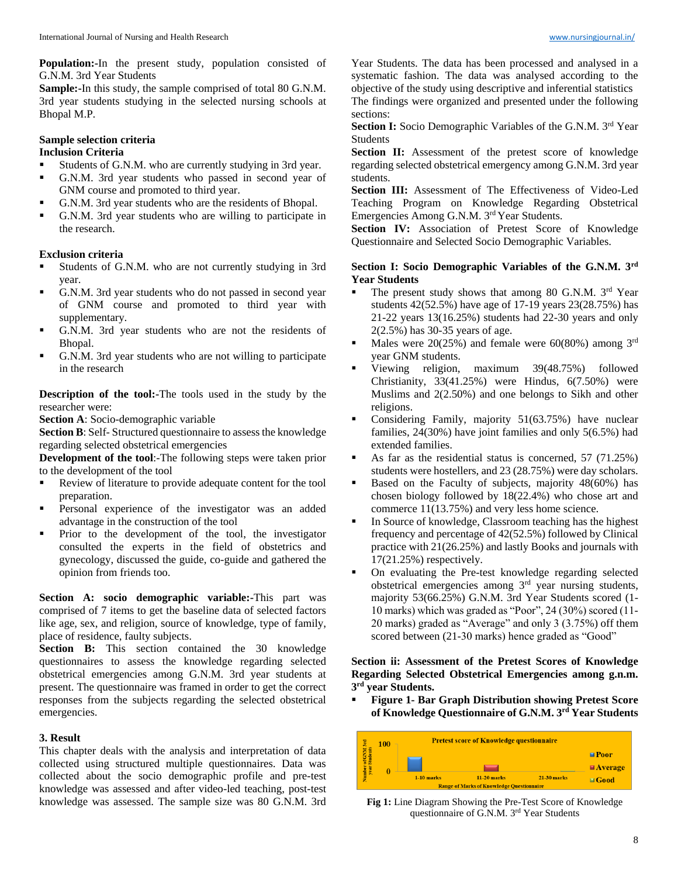**Population:-**In the present study, population consisted of G.N.M. 3rd Year Students

**Sample:-**In this study, the sample comprised of total 80 G.N.M. 3rd year students studying in the selected nursing schools at Bhopal M.P.

**Sample selection criteria**

**Inclusion Criteria**

- Students of G.N.M. who are currently studying in 3rd year.
- G.N.M. 3rd year students who passed in second year of GNM course and promoted to third year.
- G.N.M. 3rd year students who are the residents of Bhopal.
- G.N.M. 3rd year students who are willing to participate in the research.

**Exclusion criteria**

- Students of G.N.M. who are not currently studying in 3rd year.
- G.N.M. 3rd year students who do not passed in second year of GNM course and promoted to third year with supplementary.
- G.N.M. 3rd year students who are not the residents of Bhopal.
- G.N.M. 3rd year students who are not willing to participate in the research

**Description of the tool:-**The tools used in the study by the researcher were:

**Section A**: Socio-demographic variable

**Section B**: Self- Structured questionnaire to assess the knowledge regarding selected obstetrical emergencies

**Development of the tool**:-The following steps were taken prior to the development of the tool

- Review of literature to provide adequate content for the tool preparation.
- Personal experience of the investigator was an added advantage in the construction of the tool
- Prior to the development of the tool, the investigator consulted the experts in the field of obstetrics and gynecology, discussed the guide, co-guide and gathered the opinion from friends too.

**Section A: socio demographic variable:-**This part was comprised of 7 items to get the baseline data of selected factors like age, sex, and religion, source of knowledge, type of family, place of residence, faulty subjects.

**Section B:** This section contained the 30 knowledge questionnaires to assess the knowledge regarding selected obstetrical emergencies among G.N.M. 3rd year students at present. The questionnaire was framed in order to get the correct responses from the subjects regarding the selected obstetrical emergencies.

## 3. Result

This chapter deals with the analysis and interpretation of data collected using structured multiple questionnaires. Data was collected about the socio demographic profile and pre-test knowledge was assessed and after video-led teaching, post-test knowledge was assessed. The sample size was 80 G.N.M. 3rd Year Students. The data has been processed and analysed in a systematic fashion. The data was analysed according to the objective of the study using descriptive and inferential statistics

The findings were organized and presented under the following sections:

**Section I:** Socio Demographic Variables of the G.N.M. 3rd Year Students

**Section II:** Assessment of the pretest score of knowledge regarding selected obstetrical emergency among G.N.M. 3rd year students.

**Section III:** Assessment of The Effectiveness of Video-Led Teaching Program on Knowledge Regarding Obstetrical Emergencies Among G.N.M. 3rd Year Students.

**Section IV:** Association of Pretest Score of Knowledge Questionnaire and Selected Socio Demographic Variables.

**Section I: Socio Demographic Variables of the G.N.M. 3rd Year Students**

- The present study shows that among 80 G.N.M. 3rd Year students 42(52.5%) have age of 17-19 years 23(28.75%) has 21-22 years 13(16.25%) students had 22-30 years and only 2(2.5%) has 30-35 years of age.
- Males were 20(25%) and female were 60(80%) among 3rd year GNM students.
- Viewing religion, maximum 39(48.75%) followed Christianity, 33(41.25%) were Hindus, 6(7.50%) were Muslims and 2(2.50%) and one belongs to Sikh and other religions.
- Considering Family, majority 51(63.75%) have nuclear families, 24(30%) have joint families and only 5(6.5%) had extended families.
- As far as the residential status is concerned, 57 (71.25%) students were hostellers, and 23 (28.75%) were day scholars.
- Based on the Faculty of subjects, majority 48(60%) has chosen biology followed by 18(22.4%) who chose art and commerce 11(13.75%) and very less home science.
- In Source of knowledge, Classroom teaching has the highest frequency and percentage of 42(52.5%) followed by Clinical practice with 21(26.25%) and lastly Books and journals with 17(21.25%) respectively.
- On evaluating the Pre-test knowledge regarding selected obstetrical emergencies among 3rd year nursing students, majority 53(66.25%) G.N.M. 3rd Year Students scored (1-10 marks) which was graded as "Poor", 24 (30%) scored (11-20 marks) graded as "Average" and only 3 (3.75%) off them scored between (21-30 marks) hence graded as "Good"

**Section ii: Assessment of the Pretest Scores of Knowledge Regarding Selected Obstetrical Emergencies among g.n.m. 3rd year Students.**

- **Figure 1- Bar Graph Distribution showing Pretest Score of Knowledge Questionnaire of G.N.M. 3rd Year Students**

Fig 1: Line Diagram Showing the Pre-Test Score of Knowledge questionnaire of G.N.M. 3rd Year Students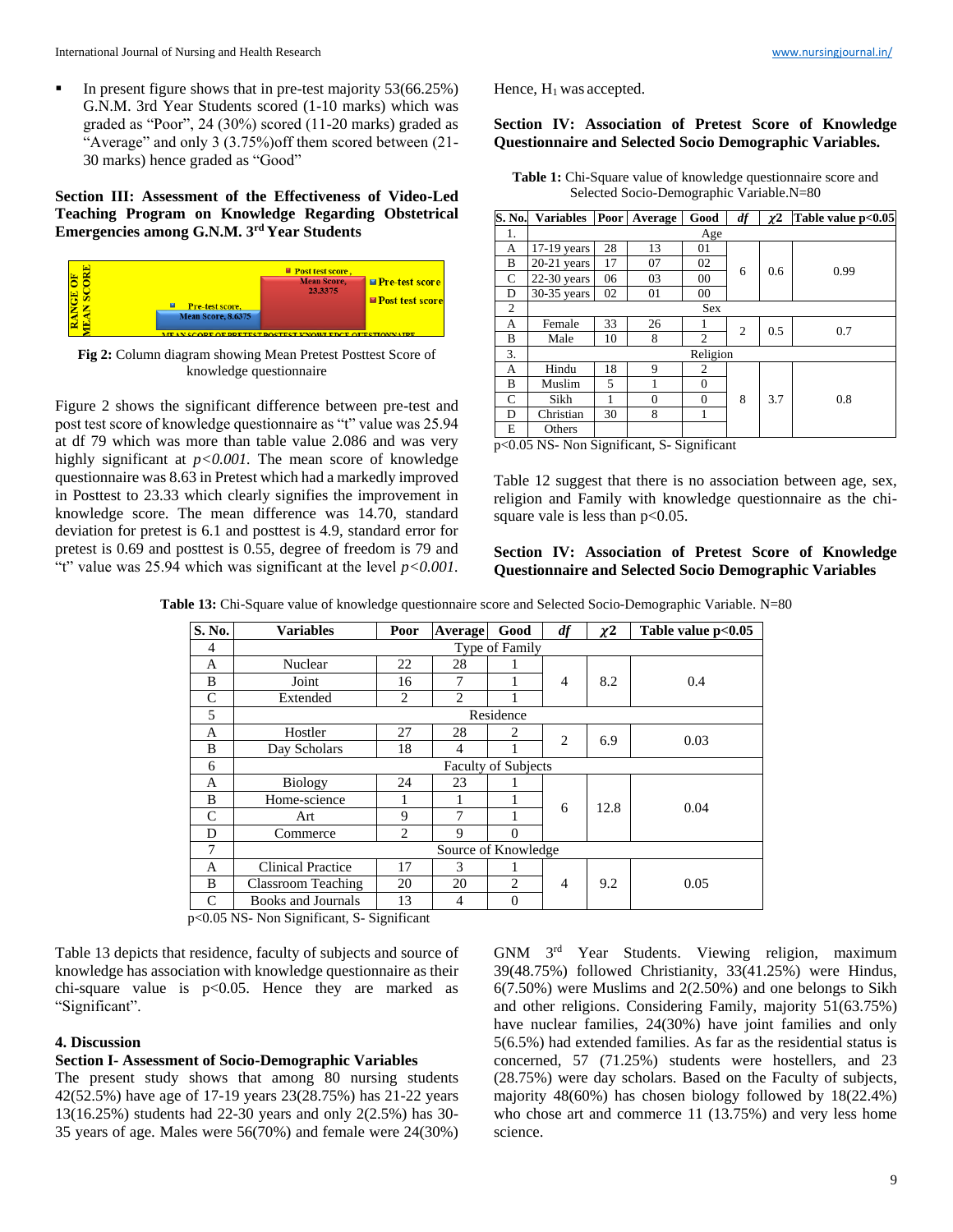- In present figure shows that in pre-test majority 53(66.25%) G.N.M. 3rd Year Students scored (1-10 marks) which was graded as "Poor", 24 (30%) scored (11-20 marks) graded as "Average" and only 3 (3.75%)off them scored between (21-30 marks) hence graded as "Good"

**Section III: Assessment of the Effectiveness of Video-Led Teaching Program on Knowledge Regarding Obstetrical Emergencies among G.N.M. 3rd Year Students**

**Fig 2:** Column diagram showing Mean Pretest Posttest Score of knowledge questionnaire

Figure 2 shows the significant difference between pre-test and post test score of knowledge questionnaire as "t" value was 25.94 at df 79 which was more than table value 2.086 and was very highly significant at *p<0.001.* The mean score of knowledge questionnaire was 8.63 in Pretest which had a markedly improved in Posttest to 23.33 which clearly signifies the improvement in knowledge score. The mean difference was 14.70, standard deviation for pretest is 6.1 and posttest is 4.9, standard error for pretest is 0.69 and posttest is 0.55, degree of freedom is 79 and "t" value was 25.94 which was significant at the level *p<0.001.*

Hence, $H_1$ was accepted.

**Section IV: Association of Pretest Score of Knowledge Questionnaire and Selected Socio Demographic Variables.**

**Table 1:** Chi-Square value of knowledge questionnaire score and Selected Socio-Demographic Variable.N=80

| S. No. | Variables | Poor | Average | Good | df | $\chi 2$ | Table value p<0.05 |
|---|---|---|---|---|---|---|---|
| 1. | Age | | | | | | |
| A | 17-19 years | 28 | 13 | 01 | 6 | 0.6 | 0.99 |
| B | 20-21 years | 17 | 07 | 02 | | | |
| C | 22-30 years | 06 | 03 | 00 | | | |
| D | 30-35 years | 02 | 01 | 00 | | | |
| 2 | Sex | | | | | | |
| A | Female | 33 | 26 | 1 | 2 | 0.5 | 0.7 |
| B | Male | 10 | 8 | 2 | | | |
| 3. | Religion | | | | | | |
| A | Hindu | 18 | 9 | 2 | 8 | 3.7 | 0.8 |
| B | Muslim | 5 | 1 | 0 | | | |
| C | Sikh | 1 | 0 | 0 | | | |
| D | Christian | 30 | 8 | 1 | | | |
| E | Others | | | | | | |

p<0.05 NS- Non Significant, S- Significant

Table 12 suggest that there is no association between age, sex, religion and Family with knowledge questionnaire as the chi-square vale is less than p<0.05.

**Section IV: Association of Pretest Score of Knowledge Questionnaire and Selected Socio Demographic Variables**

**Table 13:** Chi-Square value of knowledge questionnaire score and Selected Socio-Demographic Variable. N=80

| S. No. | Variables | Poor | Average | Good | df | $\chi 2$ | Table value p<0.05 |
|---|---|---|---|---|---|---|---|
| 4 | Type of Family | | | | | | |
| A | Nuclear | 22 | 28 | 1 | 4 | 8.2 | 0.4 |
| B | Joint | 16 | 7 | 1 | | | |
| C | Extended | 2 | 2 | 1 | | | |
| 5 | Residence | | | | | | |
| A | Hostler | 27 | 28 | 2 | 2 | 6.9 | 0.03 |
| B | Day Scholars | 18 | 4 | 1 | | | |
| 6 | Faculty of Subjects | | | | | | |
| A | Biology | 24 | 23 | 1 | 6 | 12.8 | 0.04 |
| B | Home-science | 1 | 1 | 1 | | | |
| C | Art | 9 | 7 | 1 | | | |
| D | Commerce | 2 | 9 | 0 | | | |
| 7 | Source of Knowledge | | | | | | |
| A | Clinical Practice | 17 | 3 | 1 | 4 | 9.2 | 0.05 |
| B | Classroom Teaching | 20 | 20 | 2 | | | |
| C | Books and Journals | 13 | 4 | 0 | | | |

p<0.05 NS- Non Significant, S- Significant

Table 13 depicts that residence, faculty of subjects and source of knowledge has association with knowledge questionnaire as their chi-square value is p<0.05. Hence they are marked as "Significant".

## 4. Discussion

### Section I- Assessment of Socio-Demographic Variables

The present study shows that among 80 nursing students 42(52.5%) have age of 17-19 years 23(28.75%) has 21-22 years 13(16.25%) students had 22-30 years and only 2(2.5%) has 30-35 years of age. Males were 56(70%) and female were 24(30%) GNM 3rd Year Students. Viewing religion, maximum 39(48.75%) followed Christianity, 33(41.25%) were Hindus, 6(7.50%) were Muslims and 2(2.50%) and one belongs to Sikh and other religions. Considering Family, majority 51(63.75%) have nuclear families, 24(30%) have joint families and only 5(6.5%) had extended families. As far as the residential status is concerned, 57 (71.25%) students were hostellers, and 23 (28.75%) were day scholars. Based on the Faculty of subjects, majority 48(60%) has chosen biology followed by 18(22.4%) who chose art and commerce 11 (13.75%) and very less home science.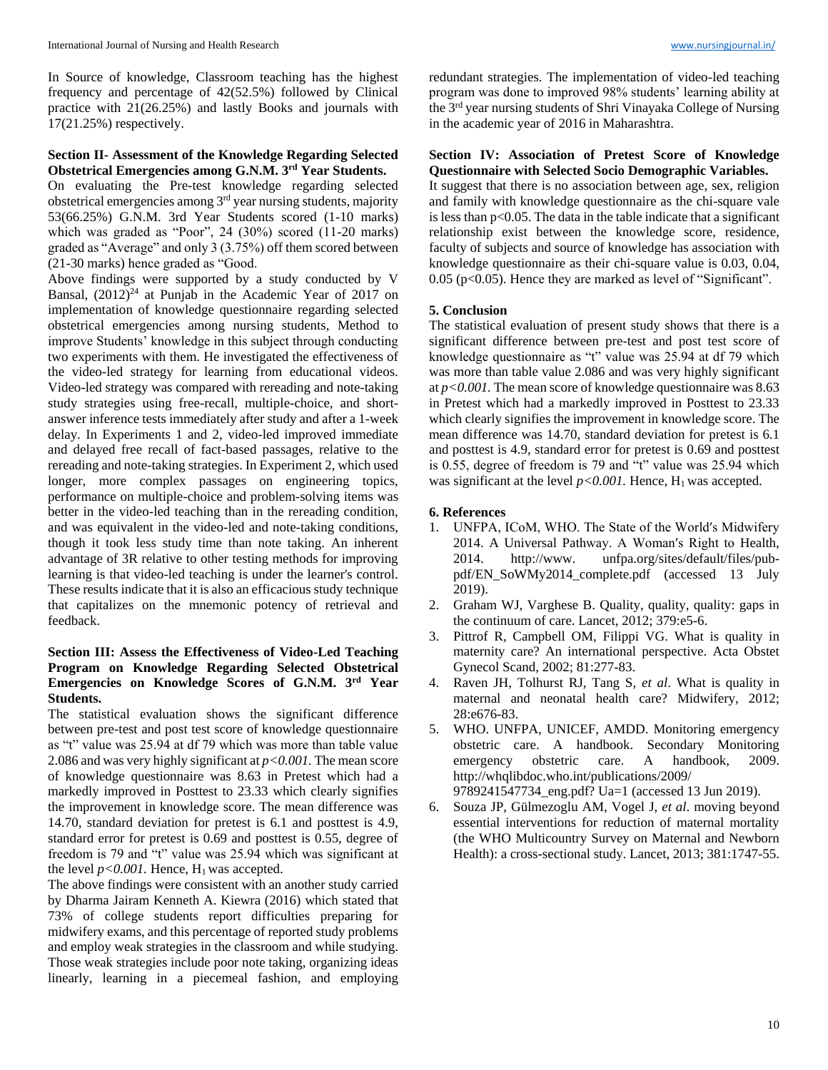In Source of knowledge, Classroom teaching has the highest frequency and percentage of 42(52.5%) followed by Clinical practice with 21(26.25%) and lastly Books and journals with 17(21.25%) respectively.

**Section II- Assessment of the Knowledge Regarding Selected Obstetrical Emergencies among G.N.M. 3rd Year Students.**

On evaluating the Pre-test knowledge regarding selected obstetrical emergencies among 3rd year nursing students, majority 53(66.25%) G.N.M. 3rd Year Students scored (1-10 marks) which was graded as "Poor", 24 (30%) scored (11-20 marks) graded as "Average" and only 3 (3.75%) off them scored between (21-30 marks) hence graded as "Good.

Above findings were supported by a study conducted by V Bansal, (2012)[24] at Punjab in the Academic Year of 2017 on implementation of knowledge questionnaire regarding selected obstetrical emergencies among nursing students, Method to improve Students' knowledge in this subject through conducting two experiments with them. He investigated the effectiveness of the video-led strategy for learning from educational videos. Video-led strategy was compared with rereading and note-taking study strategies using free-recall, multiple-choice, and short-answer inference tests immediately after study and after a 1-week delay. In Experiments 1 and 2, video-led improved immediate and delayed free recall of fact-based passages, relative to the rereading and note-taking strategies. In Experiment 2, which used longer, more complex passages on engineering topics, performance on multiple-choice and problem-solving items was better in the video-led teaching than in the rereading condition, and was equivalent in the video-led and note-taking conditions, though it took less study time than note taking. An inherent advantage of 3R relative to other testing methods for improving learning is that video-led teaching is under the learner's control. These results indicate that it is also an efficacious study technique that capitalizes on the mnemonic potency of retrieval and feedback.

**Section III: Assess the Effectiveness of Video-Led Teaching Program on Knowledge Regarding Selected Obstetrical Emergencies on Knowledge Scores of G.N.M. 3rd Year Students.**

The statistical evaluation shows the significant difference between pre-test and post test score of knowledge questionnaire as "t" value was 25.94 at df 79 which was more than table value 2.086 and was very highly significant at $p<0.001$. The mean score of knowledge questionnaire was 8.63 in Pretest which had a markedly improved in Posttest to 23.33 which clearly signifies the improvement in knowledge score. The mean difference was 14.70, standard deviation for pretest is 6.1 and posttest is 4.9, standard error for pretest is 0.69 and posttest is 0.55, degree of freedom is 79 and "t" value was 25.94 which was significant at the level $p<0.001$. Hence, $H_1$ was accepted.

The above findings were consistent with an another study carried by Dharma Jairam Kenneth A. Kiewra (2016) which stated that 73% of college students report difficulties preparing for midwifery exams, and this percentage of reported study problems and employ weak strategies in the classroom and while studying. Those weak strategies include poor note taking, organizing ideas linearly, learning in a piecemeal fashion, and employing redundant strategies. The implementation of video-led teaching program was done to improved 98% students' learning ability at the 3rd year nursing students of Shri Vinayaka College of Nursing in the academic year of 2016 in Maharashtra.

**Section IV: Association of Pretest Score of Knowledge Questionnaire with Selected Socio Demographic Variables.**

It suggest that there is no association between age, sex, religion and family with knowledge questionnaire as the chi-square vale is less than $p<0.05$. The data in the table indicate that a significant relationship exist between the knowledge score, residence, faculty of subjects and source of knowledge has association with knowledge questionnaire as their chi-square value is 0.03, 0.04, 0.05 ($p<0.05$). Hence they are marked as level of "Significant".

## 5. Conclusion

The statistical evaluation of present study shows that there is a significant difference between pre-test and post test score of knowledge questionnaire as "t" value was 25.94 at df 79 which was more than table value 2.086 and was very highly significant at $p<0.001$. The mean score of knowledge questionnaire was 8.63 in Pretest which had a markedly improved in Posttest to 23.33 which clearly signifies the improvement in knowledge score. The mean difference was 14.70, standard deviation for pretest is 6.1 and posttest is 4.9, standard error for pretest is 0.69 and posttest is 0.55, degree of freedom is 79 and "t" value was 25.94 which was significant at the level $p<0.001$. Hence, $H_1$ was accepted.

## 6. References

1. UNFPA, ICoM, WHO. The State of the World′s Midwifery 2014. A Universal Pathway. A Woman′s Right to Health, 2014. http://www. unfpa.org/sites/default/files/pub-pdf/EN_SoWMy2014_complete.pdf (accessed 13 July 2019).
2. Graham WJ, Varghese B. Quality, quality, quality: gaps in the continuum of care. Lancet, 2012; 379:e5-6.
3. Pittrof R, Campbell OM, Filippi VG. What is quality in maternity care? An international perspective. Acta Obstet Gynecol Scand, 2002; 81:277-83.
4. Raven JH, Tolhurst RJ, Tang S, *et al*. What is quality in maternal and neonatal health care? Midwifery, 2012; 28:e676-83.
5. WHO. UNFPA, UNICEF, AMDD. Monitoring emergency obstetric care. A handbook. Secondary Monitoring emergency obstetric care. A handbook, 2009. http://whqlibdoc.who.int/publications/2009/ 9789241547734_eng.pdf? Ua=1 (accessed 13 Jun 2019).
6. Souza JP, Gülmezoglu AM, Vogel J, *et al*. moving beyond essential interventions for reduction of maternal mortality (the WHO Multicountry Survey on Maternal and Newborn Health): a cross-sectional study. Lancet, 2013; 381:1747-55.